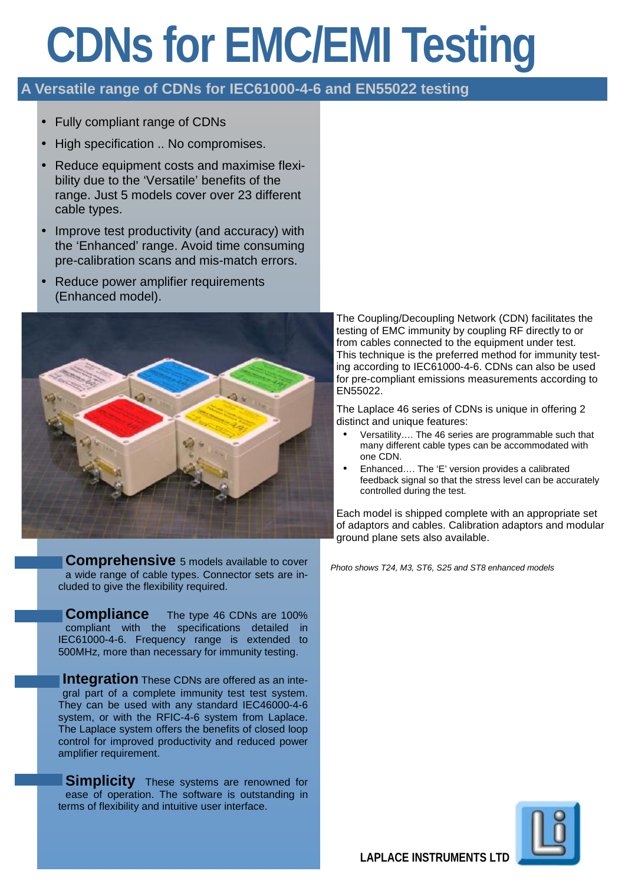# CDNs for EMC/EMI Testing

## A Versatile range of CDNs for IEC61000-4-6 and EN55022 testing

- Fully compliant range of CDNs
- High specification .. No compromises.
- Reduce equipment costs and maximise flexibility due to the 'Versatile' benefits of the range. Just 5 models cover over 23 different cable types.
- Improve test productivity (and accuracy) with the 'Enhanced' range. Avoid time consuming pre-calibration scans and mis-match errors.
- Reduce power amplifier requirements (Enhanced model).

The Coupling/Decoupling Network (CDN) facilitates the testing of EMC immunity by coupling RF directly to or from cables connected to the equipment under test. This technique is the preferred method for immunity testing according to IEC61000-4-6. CDNs can also be used for pre-compliant emissions measurements according to EN55022.

The Laplace 46 series of CDNs is unique in offering 2 distinct and unique features:

- Versatility…. The 46 series are programmable such that many different cable types can be accommodated with one CDN.
- Enhanced…. The 'E' version provides a calibrated feedback signal so that the stress level can be accurately controlled during the test.

Each model is shipped complete with an appropriate set of adaptors and cables. Calibration adaptors and modular ground plane sets also available.

*Photo shows T24, M3, ST6, S25 and ST8 enhanced models*

**Comprehensive** 5 models available to cover a wide range of cable types. Connector sets are included to give the flexibility required.

**Compliance** The type 46 CDNs are 100% compliant with the specifications detailed in IEC61000-4-6. Frequency range is extended to 500MHz, more than necessary for immunity testing.

**Integration** These CDNs are offered as an integral part of a complete immunity test test system. They can be used with any standard IEC46000-4-6 system, or with the RFIC-4-6 system from Laplace. The Laplace system offers the benefits of closed loop control for improved productivity and reduced power amplifier requirement.

**Simplicity** These systems are renowned for ease of operation. The software is outstanding in terms of flexibility and intuitive user interface.

**LAPLACE INSTRUMENTS LTD**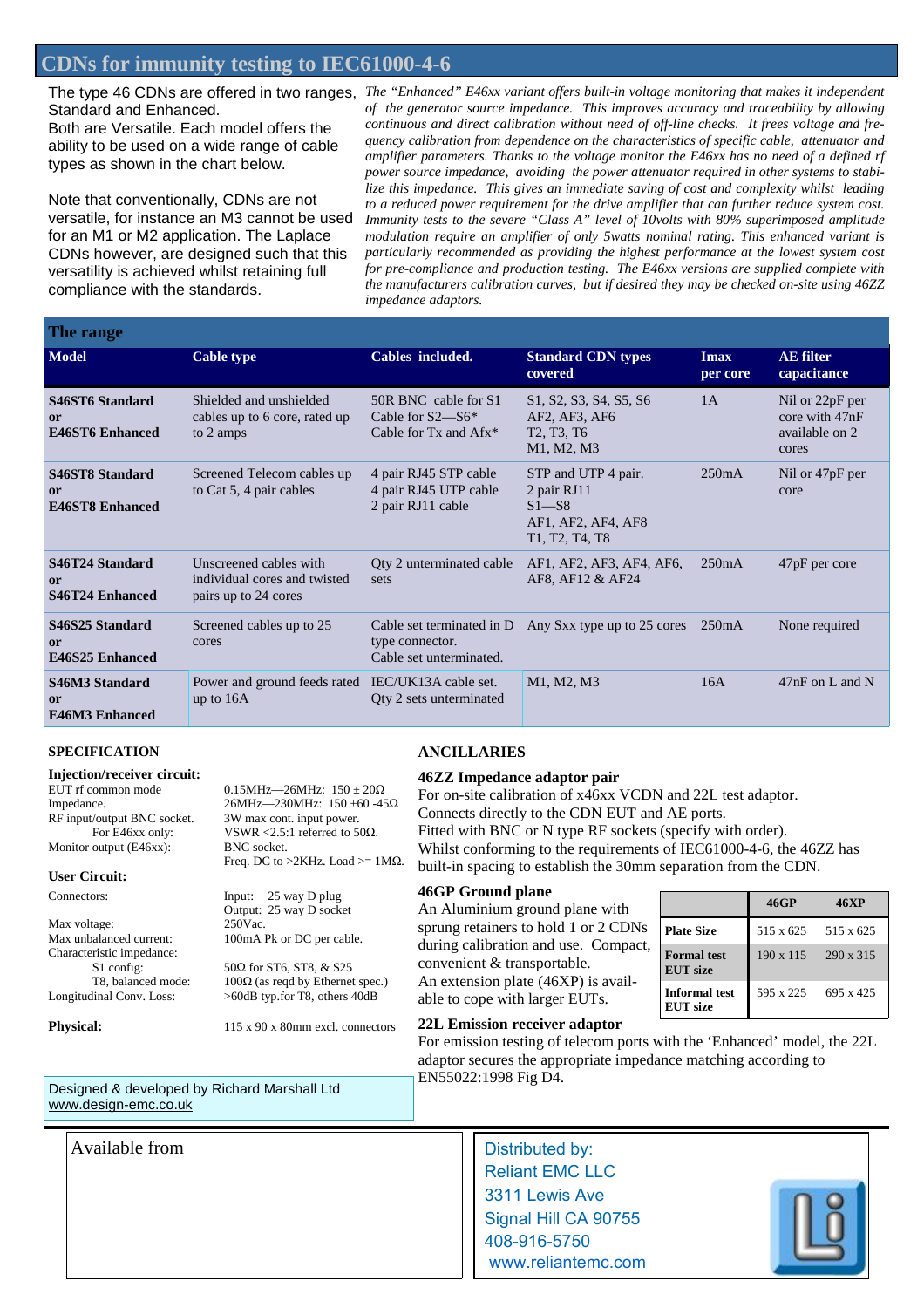## CDNs for immunity testing to IEC61000-4-6

The type 46 CDNs are offered in two ranges, Standard and Enhanced.
Both are Versatile. Each model offers the ability to be used on a wide range of cable types as shown in the chart below.

Note that conventionally, CDNs are not versatile, for instance an M3 cannot be used for an M1 or M2 application. The Laplace CDNs however, are designed such that this versatility is achieved whilst retaining full compliance with the standards.

*The "Enhanced" E46xx variant offers built-in voltage monitoring that makes it independent of the generator source impedance. This improves accuracy and traceability by allowing continuous and direct calibration without need of off-line checks. It frees voltage and frequency calibration from dependence on the characteristics of specific cable, attenuator and amplifier parameters. Thanks to the voltage monitor the E46xx has no need of a defined rf power source impedance, avoiding the power attenuator required in other systems to stabilize this impedance. This gives an immediate saving of cost and complexity whilst leading to a reduced power requirement for the drive amplifier that can further reduce system cost. Immunity tests to the severe "Class A" level of 10volts with 80% superimposed amplitude modulation require an amplifier of only 5watts nominal rating. This enhanced variant is particularly recommended as providing the highest performance at the lowest system cost for pre-compliance and production testing. The E46xx versions are supplied complete with the manufacturers calibration curves, but if desired they may be checked on-site using 46ZZ impedance adaptors.*

### The range

| Model | Cable type | Cables included. | Standard CDN types covered | Imax per core | AE filter capacitance |
|---|---|---|---|---|---|
| **S46ST6 Standard or E46ST6 Enhanced** | Shielded and unshielded cables up to 6 core, rated up to 2 amps | 50R BNC cable for S1<br>Cable for S2—S6*<br>Cable for Tx and Afx* | S1, S2, S3, S4, S5, S6<br>AF2, AF3, AF6<br>T2, T3, T6<br>M1, M2, M3 | 1A | Nil or 22pF per core with 47nF available on 2 cores |
| **S46ST8 Standard or E46ST8 Enhanced** | Screened Telecom cables up to Cat 5, 4 pair cables | 4 pair RJ45 STP cable<br>4 pair RJ45 UTP cable<br>2 pair RJ11 cable | STP and UTP 4 pair.<br>2 pair RJ11<br>S1—S8<br>AF1, AF2, AF4, AF8<br>T1, T2, T4, T8 | 250mA | Nil or 47pF per core |
| **S46T24 Standard or S46T24 Enhanced** | Unscreened cables with individual cores and twisted pairs up to 24 cores | Qty 2 unterminated cable sets | AF1, AF2, AF3, AF4, AF6, AF8, AF12 & AF24 | 250mA | 47pF per core |
| **S46S25 Standard or E46S25 Enhanced** | Screened cables up to 25 cores | Cable set terminated in D type connector.<br>Cable set unterminated. | Any Sxx type up to 25 cores | 250mA | None required |
| **S46M3 Standard or E46M3 Enhanced** | Power and ground feeds rated up to 16A | IEC/UK13A cable set.<br>Qty 2 sets unterminated | M1, M2, M3 | 16A | 47nF on L and N |

### SPECIFICATION

**Injection/receiver circuit:**

| | |
|---|---|
| EUT rf common mode Impedance. | 0.15MHz—26MHz: 150 ± 20Ω<br>26MHz—230MHz: 150 +60 -45Ω |
| RF input/output BNC socket. | 3W max cont. input power. |
| For E46xx only: | VSWR <2.5:1 referred to 50Ω. |
| Monitor output (E46xx): | BNC socket.<br>Freq. DC to >2KHz. Load >= 1MΩ. |

**User Circuit:**

| | |
|---|---|
| Connectors: | Input: 25 way D plug<br>Output: 25 way D socket |
| Max voltage: | 250Vac. |
| Max unbalanced current: | 100mA Pk or DC per cable. |
| Characteristic impedance: | |
| S1 config: | 50Ω for ST6, ST8, & S25 |
| T8, balanced mode: | 100Ω (as reqd by Ethernet spec.) |
| Longitudinal Conv. Loss: | >60dB typ.for T8, others 40dB |

**Physical:** 115 x 90 x 80mm excl. connectors

### ANCILLARIES

#### 46ZZ Impedance adaptor pair

For on-site calibration of x46xx VCDN and 22L test adaptor.
Connects directly to the CDN EUT and AE ports.
Fitted with BNC or N type RF sockets (specify with order).
Whilst conforming to the requirements of IEC61000-4-6, the 46ZZ has built-in spacing to establish the 30mm separation from the CDN.

#### 46GP Ground plane

An Aluminium ground plane with sprung retainers to hold 1 or 2 CDNs during calibration and use. Compact, convenient & transportable.
An extension plate (46XP) is available to cope with larger EUTs.

| | 46GP | 46XP |
|---|---|---|
| **Plate Size** | 515 x 625 | 515 x 625 |
| **Formal test EUT size** | 190 x 115 | 290 x 315 |
| **Informal test EUT size** | 595 x 225 | 695 x 425 |

#### 22L Emission receiver adaptor

For emission testing of telecom ports with the 'Enhanced' model, the 22L adaptor secures the appropriate impedance matching according to EN55022:1998 Fig D4.

Designed & developed by Richard Marshall Ltd
www.design-emc.co.uk

Available from

Distributed by:
Reliant EMC LLC
3311 Lewis Ave
Signal Hill CA 90755
408-916-5750
www.reliantemc.com